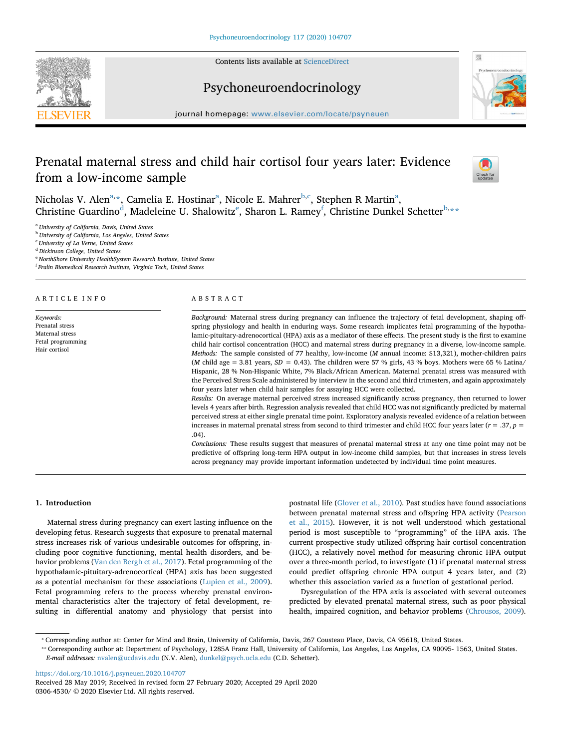# Prenatal maternal stress and child hair cortisol four years later: Evidence from a low-income sample

Nicholas V. Alen[a,*], Camelia E. Hostinar[a], Nicole E. Mahrer[b,c], Stephen R Martin[a], Christine Guardino[d], Madeleine U. Shalowitz[e], Sharon L. Ramey[f], Christine Dunkel Schetter[b,**]

[a] University of California, Davis, United States
[b] University of California, Los Angeles, United States
[c] University of La Verne, United States
[d] Dickinson College, United States
[e] NorthShore University HealthSystem Research Institute, United States
[f] Fralin Biomedical Research Institute, Virginia Tech, United States

## ARTICLE INFO

*Keywords:*
Prenatal stress
Maternal stress
Fetal programming
Hair cortisol

## ABSTRACT

*Background:* Maternal stress during pregnancy can influence the trajectory of fetal development, shaping offspring physiology and health in enduring ways. Some research implicates fetal programming of the hypothalamic-pituitary-adrenocortical (HPA) axis as a mediator of these effects. The present study is the first to examine child hair cortisol concentration (HCC) and maternal stress during pregnancy in a diverse, low-income sample.
*Methods:* The sample consisted of 77 healthy, low-income (*M* annual income: $13,321), mother-children pairs (*M* child age = 3.81 years, *SD* = 0.43). The children were 57 % girls, 43 % boys. Mothers were 65 % Latina/Hispanic, 28 % Non-Hispanic White, 7% Black/African American. Maternal prenatal stress was measured with the Perceived Stress Scale administered by interview in the second and third trimesters, and again approximately four years later when child hair samples for assaying HCC were collected.
*Results:* On average maternal perceived stress increased significantly across pregnancy, then returned to lower levels 4 years after birth. Regression analysis revealed that child HCC was not significantly predicted by maternal perceived stress at either single prenatal time point. Exploratory analysis revealed evidence of a relation between increases in maternal prenatal stress from second to third trimester and child HCC four years later ($r = .37$, $p = .04$).
*Conclusions:* These results suggest that measures of prenatal maternal stress at any one time point may not be predictive of offspring long-term HPA output in low-income child samples, but that increases in stress levels across pregnancy may provide important information undetected by individual time point measures.

## 1. Introduction

Maternal stress during pregnancy can exert lasting influence on the developing fetus. Research suggests that exposure to prenatal maternal stress increases risk of various undesirable outcomes for offspring, including poor cognitive functioning, mental health disorders, and behavior problems (Van den Bergh et al., 2017). Fetal programming of the hypothalamic-pituitary-adrenocortical (HPA) axis has been suggested as a potential mechanism for these associations (Lupien et al., 2009). Fetal programming refers to the process whereby prenatal environmental characteristics alter the trajectory of fetal development, resulting in differential anatomy and physiology that persist into postnatal life (Glover et al., 2010). Past studies have found associations between prenatal maternal stress and offspring HPA activity (Pearson et al., 2015). However, it is not well understood which gestational period is most susceptible to "programming" of the HPA axis. The current prospective study utilized offspring hair cortisol concentration (HCC), a relatively novel method for measuring chronic HPA output over a three-month period, to investigate (1) if prenatal maternal stress could predict offspring chronic HPA output 4 years later, and (2) whether this association varied as a function of gestational period.

Dysregulation of the HPA axis is associated with several outcomes predicted by elevated prenatal maternal stress, such as poor physical health, impaired cognition, and behavior problems (Chrousos, 2009).

* Corresponding author at: Center for Mind and Brain, University of California, Davis, 267 Cousteau Place, Davis, CA 95618, United States.
** Corresponding author at: Department of Psychology, 1285A Franz Hall, University of California, Los Angeles, Los Angeles, CA 90095- 1563, United States.
*E-mail addresses:* nvalen@ucdavis.edu (N.V. Alen), dunkel@psych.ucla.edu (C.D. Schetter).

https://doi.org/10.1016/j.psyneuen.2020.104707
Received 28 May 2019; Received in revised form 27 February 2020; Accepted 29 April 2020
0306-4530/ © 2020 Elsevier Ltd. All rights reserved.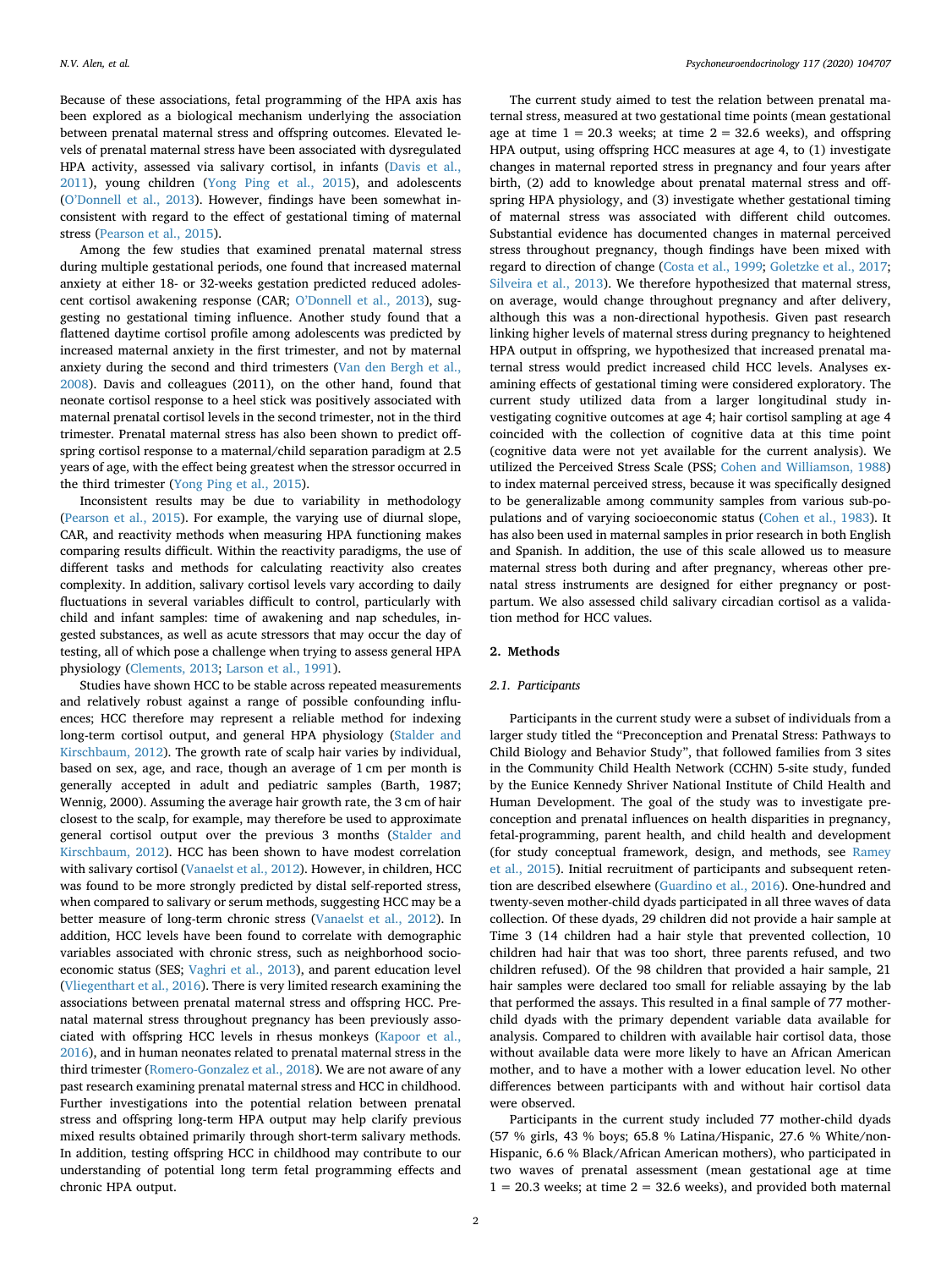Because of these associations, fetal programming of the HPA axis has been explored as a biological mechanism underlying the association between prenatal maternal stress and offspring outcomes. Elevated levels of prenatal maternal stress have been associated with dysregulated HPA activity, assessed via salivary cortisol, in infants (Davis et al., 2011), young children (Yong Ping et al., 2015), and adolescents (O'Donnell et al., 2013). However, findings have been somewhat inconsistent with regard to the effect of gestational timing of maternal stress (Pearson et al., 2015).

Among the few studies that examined prenatal maternal stress during multiple gestational periods, one found that increased maternal anxiety at either 18- or 32-weeks gestation predicted reduced adolescent cortisol awakening response (CAR; O'Donnell et al., 2013), suggesting no gestational timing influence. Another study found that a flattened daytime cortisol profile among adolescents was predicted by increased maternal anxiety in the first trimester, and not by maternal anxiety during the second and third trimesters (Van den Bergh et al., 2008). Davis and colleagues (2011), on the other hand, found that neonate cortisol response to a heel stick was positively associated with maternal prenatal cortisol levels in the second trimester, not in the third trimester. Prenatal maternal stress has also been shown to predict offspring cortisol response to a maternal/child separation paradigm at 2.5 years of age, with the effect being greatest when the stressor occurred in the third trimester (Yong Ping et al., 2015).

Inconsistent results may be due to variability in methodology (Pearson et al., 2015). For example, the varying use of diurnal slope, CAR, and reactivity methods when measuring HPA functioning makes comparing results difficult. Within the reactivity paradigms, the use of different tasks and methods for calculating reactivity also creates complexity. In addition, salivary cortisol levels vary according to daily fluctuations in several variables difficult to control, particularly with child and infant samples: time of awakening and nap schedules, ingested substances, as well as acute stressors that may occur the day of testing, all of which pose a challenge when trying to assess general HPA physiology (Clements, 2013; Larson et al., 1991).

Studies have shown HCC to be stable across repeated measurements and relatively robust against a range of possible confounding influences; HCC therefore may represent a reliable method for indexing long-term cortisol output, and general HPA physiology (Stalder and Kirschbaum, 2012). The growth rate of scalp hair varies by individual, based on sex, age, and race, though an average of 1 cm per month is generally accepted in adult and pediatric samples (Barth, 1987; Wennig, 2000). Assuming the average hair growth rate, the 3 cm of hair closest to the scalp, for example, may therefore be used to approximate general cortisol output over the previous 3 months (Stalder and Kirschbaum, 2012). HCC has been shown to have modest correlation with salivary cortisol (Vanaelst et al., 2012). However, in children, HCC was found to be more strongly predicted by distal self-reported stress, when compared to salivary or serum methods, suggesting HCC may be a better measure of long-term chronic stress (Vanaelst et al., 2012). In addition, HCC levels have been found to correlate with demographic variables associated with chronic stress, such as neighborhood socioeconomic status (SES; Vaghri et al., 2013), and parent education level (Vliegenthart et al., 2016). There is very limited research examining the associations between prenatal maternal stress and offspring HCC. Prenatal maternal stress throughout pregnancy has been previously associated with offspring HCC levels in rhesus monkeys (Kapoor et al., 2016), and in human neonates related to prenatal maternal stress in the third trimester (Romero-Gonzalez et al., 2018). We are not aware of any past research examining prenatal maternal stress and HCC in childhood. Further investigations into the potential relation between prenatal stress and offspring long-term HPA output may help clarify previous mixed results obtained primarily through short-term salivary methods. In addition, testing offspring HCC in childhood may contribute to our understanding of potential long term fetal programming effects and chronic HPA output.

The current study aimed to test the relation between prenatal maternal stress, measured at two gestational time points (mean gestational age at time 1 = 20.3 weeks; at time 2 = 32.6 weeks), and offspring HPA output, using offspring HCC measures at age 4, to (1) investigate changes in maternal reported stress in pregnancy and four years after birth, (2) add to knowledge about prenatal maternal stress and offspring HPA physiology, and (3) investigate whether gestational timing of maternal stress was associated with different child outcomes. Substantial evidence has documented changes in maternal perceived stress throughout pregnancy, though findings have been mixed with regard to direction of change (Costa et al., 1999; Goletzke et al., 2017; Silveira et al., 2013). We therefore hypothesized that maternal stress, on average, would change throughout pregnancy and after delivery, although this was a non-directional hypothesis. Given past research linking higher levels of maternal stress during pregnancy to heightened HPA output in offspring, we hypothesized that increased prenatal maternal stress would predict increased child HCC levels. Analyses examining effects of gestational timing were considered exploratory. The current study utilized data from a larger longitudinal study investigating cognitive outcomes at age 4; hair cortisol sampling at age 4 coincided with the collection of cognitive data at this time point (cognitive data were not yet available for the current analysis). We utilized the Perceived Stress Scale (PSS; Cohen and Williamson, 1988) to index maternal perceived stress, because it was specifically designed to be generalizable among community samples from various sub-populations and of varying socioeconomic status (Cohen et al., 1983). It has also been used in maternal samples in prior research in both English and Spanish. In addition, the use of this scale allowed us to measure maternal stress both during and after pregnancy, whereas other prenatal stress instruments are designed for either pregnancy or postpartum. We also assessed child salivary circadian cortisol as a validation method for HCC values.

## 2. Methods

### 2.1. Participants

Participants in the current study were a subset of individuals from a larger study titled the "Preconception and Prenatal Stress: Pathways to Child Biology and Behavior Study", that followed families from 3 sites in the Community Child Health Network (CCHN) 5-site study, funded by the Eunice Kennedy Shriver National Institute of Child Health and Human Development. The goal of the study was to investigate preconception and prenatal influences on health disparities in pregnancy, fetal-programming, parent health, and child health and development (for study conceptual framework, design, and methods, see Ramey et al., 2015). Initial recruitment of participants and subsequent retention are described elsewhere (Guardino et al., 2016). One-hundred and twenty-seven mother-child dyads participated in all three waves of data collection. Of these dyads, 29 children did not provide a hair sample at Time 3 (14 children had a hair style that prevented collection, 10 children had hair that was too short, three parents refused, and two children refused). Of the 98 children that provided a hair sample, 21 hair samples were declared too small for reliable assaying by the lab that performed the assays. This resulted in a final sample of 77 mother-child dyads with the primary dependent variable data available for analysis. Compared to children with available hair cortisol data, those without available data were more likely to have an African American mother, and to have a mother with a lower education level. No other differences between participants with and without hair cortisol data were observed.

Participants in the current study included 77 mother-child dyads (57 % girls, 43 % boys; 65.8 % Latina/Hispanic, 27.6 % White/non-Hispanic, 6.6 % Black/African American mothers), who participated in two waves of prenatal assessment (mean gestational age at time 1 = 20.3 weeks; at time 2 = 32.6 weeks), and provided both maternal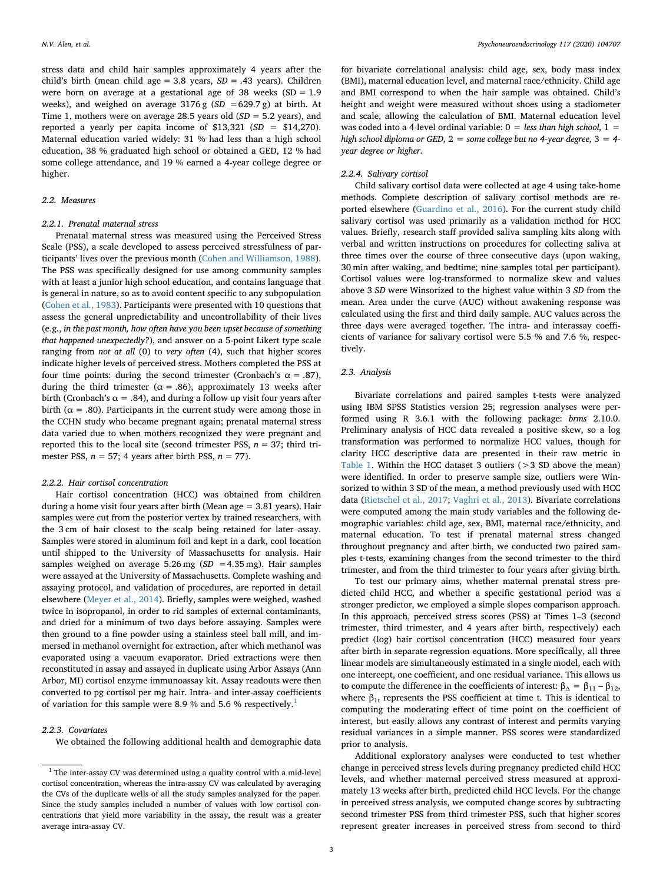stress data and child hair samples approximately 4 years after the child's birth (mean child age = 3.8 years, *SD* = .43 years). Children were born on average at a gestational age of 38 weeks (SD = 1.9 weeks), and weighed on average 3176 g (*SD* =629.7 g) at birth. At Time 1, mothers were on average 28.5 years old (*SD* = 5.2 years), and reported a yearly per capita income of $13,321 (*SD* = $14,270). Maternal education varied widely: 31 % had less than a high school education, 38 % graduated high school or obtained a GED, 12 % had some college attendance, and 19 % earned a 4-year college degree or higher.

## 2.2. Measures

### 2.2.1. Prenatal maternal stress

Prenatal maternal stress was measured using the Perceived Stress Scale (PSS), a scale developed to assess perceived stressfulness of participants' lives over the previous month (Cohen and Williamson, 1988). The PSS was specifically designed for use among community samples with at least a junior high school education, and contains language that is general in nature, so as to avoid content specific to any subpopulation (Cohen et al., 1983). Participants were presented with 10 questions that assess the general unpredictability and uncontrollability of their lives (e.g., *in the past month, how often have you been upset because of something that happened unexpectedly?*), and answer on a 5-point Likert type scale ranging from *not at all* (0) to *very often* (4), such that higher scores indicate higher levels of perceived stress. Mothers completed the PSS at four time points: during the second trimester (Cronbach's $\alpha$ = .87), during the third trimester ($\alpha$ = .86), approximately 13 weeks after birth (Cronbach's $\alpha$ = .84), and during a follow up visit four years after birth ($\alpha$ = .80). Participants in the current study were among those in the CCHN study who became pregnant again; prenatal maternal stress data varied due to when mothers recognized they were pregnant and reported this to the local site (second trimester PSS, *n* = 37; third trimester PSS, *n* = 57; 4 years after birth PSS, *n* = 77).

### 2.2.2. Hair cortisol concentration

Hair cortisol concentration (HCC) was obtained from children during a home visit four years after birth (Mean age = 3.81 years). Hair samples were cut from the posterior vertex by trained researchers, with the 3 cm of hair closest to the scalp being retained for later assay. Samples were stored in aluminum foil and kept in a dark, cool location until shipped to the University of Massachusetts for analysis. Hair samples weighed on average 5.26 mg (*SD* =4.35 mg). Hair samples were assayed at the University of Massachusetts. Complete washing and assaying protocol, and validation of procedures, are reported in detail elsewhere (Meyer et al., 2014). Briefly, samples were weighed, washed twice in isopropanol, in order to rid samples of external contaminants, and dried for a minimum of two days before assaying. Samples were then ground to a fine powder using a stainless steel ball mill, and immersed in methanol overnight for extraction, after which methanol was evaporated using a vacuum evaporator. Dried extractions were then reconstituted in assay and assayed in duplicate using Arbor Assays (Ann Arbor, MI) cortisol enzyme immunoassay kit. Assay readouts were then converted to pg cortisol per mg hair. Intra- and inter-assay coefficients of variation for this sample were 8.9 % and 5.6 % respectively.[1]

### 2.2.3. Covariates

We obtained the following additional health and demographic data for bivariate correlational analysis: child age, sex, body mass index (BMI), maternal education level, and maternal race/ethnicity. Child age and BMI correspond to when the hair sample was obtained. Child's height and weight were measured without shoes using a stadiometer and scale, allowing the calculation of BMI. Maternal education level was coded into a 4-level ordinal variable: 0 = *less than high school,* 1 = *high school diploma or GED,* 2 = *some college but no 4-year degree,* 3 = *4-year degree or higher*.

### 2.2.4. Salivary cortisol

Child salivary cortisol data were collected at age 4 using take-home methods. Complete description of salivary cortisol methods are reported elsewhere (Guardino et al., 2016). For the current study child salivary cortisol was used primarily as a validation method for HCC values. Briefly, research staff provided saliva sampling kits along with verbal and written instructions on procedures for collecting saliva at three times over the course of three consecutive days (upon waking, 30 min after waking, and bedtime; nine samples total per participant). Cortisol values were log-transformed to normalize skew and values above 3 *SD* were Winsorized to the highest value within 3 *SD* from the mean. Area under the curve (AUC) without awakening response was calculated using the first and third daily sample. AUC values across the three days were averaged together. The intra- and interassay coefficients of variance for salivary cortisol were 5.5 % and 7.6 %, respectively.

## 2.3. Analysis

Bivariate correlations and paired samples t-tests were analyzed using IBM SPSS Statistics version 25; regression analyses were performed using R 3.6.1 with the following package: *brms* 2.10.0. Preliminary analysis of HCC data revealed a positive skew, so a log transformation was performed to normalize HCC values, though for clarity HCC descriptive data are presented in their raw metric in Table 1. Within the HCC dataset 3 outliers (>3 SD above the mean) were identified. In order to preserve sample size, outliers were Winsorized to within 3 SD of the mean, a method previously used with HCC data (Rietschel et al., 2017; Vaghri et al., 2013). Bivariate correlations were computed among the main study variables and the following demographic variables: child age, sex, BMI, maternal race/ethnicity, and maternal education. To test if prenatal maternal stress changed throughout pregnancy and after birth, we conducted two paired samples t-tests, examining changes from the second trimester to the third trimester, and from the third trimester to four years after giving birth.

To test our primary aims, whether maternal prenatal stress predicted child HCC, and whether a specific gestational period was a stronger predictor, we employed a simple slopes comparison approach. In this approach, perceived stress scores (PSS) at Times 1–3 (second trimester, third trimester, and 4 years after birth, respectively) each predict (log) hair cortisol concentration (HCC) measured four years after birth in separate regression equations. More specifically, all three linear models are simultaneously estimated in a single model, each with one intercept, one coefficient, and one residual variance. This allows us to compute the difference in the coefficients of interest: $\beta_{\Delta} = \beta_{11} - \beta_{12}$, where $\beta_{1t}$ represents the PSS coefficient at time t. This is identical to computing the moderating effect of time point on the coefficient of interest, but easily allows any contrast of interest and permits varying residual variances in a simple manner. PSS scores were standardized prior to analysis.

Additional exploratory analyses were conducted to test whether change in perceived stress levels during pregnancy predicted child HCC levels, and whether maternal perceived stress measured at approximately 13 weeks after birth, predicted child HCC levels. For the change in perceived stress analysis, we computed change scores by subtracting second trimester PSS from third trimester PSS, such that higher scores represent greater increases in perceived stress from second to third

[1] The inter-assay CV was determined using a quality control with a mid-level cortisol concentration, whereas the intra-assay CV was calculated by averaging the CVs of the duplicate wells of all the study samples analyzed for the paper. Since the study samples included a number of values with low cortisol concentrations that yield more variability in the assay, the result was a greater average intra-assay CV.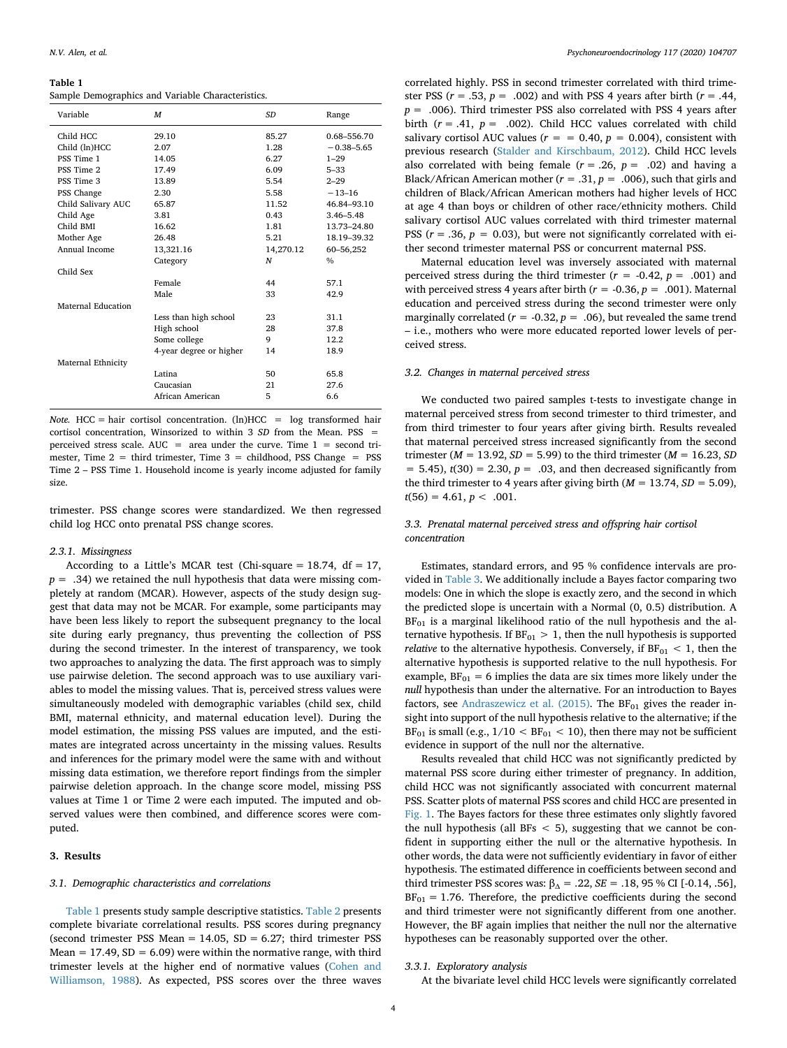**Table 1**
Sample Demographics and Variable Characteristics.

| Variable | *M* | *SD* | Range |
|---|---|---|---|
| Child HCC | 29.10 | 85.27 | 0.68–556.70 |
| Child (ln)HCC | 2.07 | 1.28 | −0.38–5.65 |
| PSS Time 1 | 14.05 | 6.27 | 1–29 |
| PSS Time 2 | 17.49 | 6.09 | 5–33 |
| PSS Time 3 | 13.89 | 5.54 | 2–29 |
| PSS Change | 2.30 | 5.58 | −13–16 |
| Child Salivary AUC | 65.87 | 11.52 | 46.84–93.10 |
| Child Age | 3.81 | 0.43 | 3.46–5.48 |
| Child BMI | 16.62 | 1.81 | 13.73–24.80 |
| Mother Age | 26.48 | 5.21 | 18.19–39.32 |
| Annual Income | 13,321.16 | 14,270.12 | 60–56,252 |
| | Category | *N* | % |
| Child Sex | | | |
| | Female | 44 | 57.1 |
| | Male | 33 | 42.9 |
| Maternal Education | | | |
| | Less than high school | 23 | 31.1 |
| | High school | 28 | 37.8 |
| | Some college | 9 | 12.2 |
| | 4-year degree or higher | 14 | 18.9 |
| Maternal Ethnicity | | | |
| | Latina | 50 | 65.8 |
| | Caucasian | 21 | 27.6 |
| | African American | 5 | 6.6 |

*Note.* HCC = hair cortisol concentration. (ln)HCC = log transformed hair cortisol concentration, Winsorized to within 3 *SD* from the Mean. PSS = perceived stress scale. AUC = area under the curve. Time 1 = second trimester, Time 2 = third trimester, Time 3 = childhood, PSS Change = PSS Time 2 – PSS Time 1. Household income is yearly income adjusted for family size.

trimester. PSS change scores were standardized. We then regressed child log HCC onto prenatal PSS change scores.

#### 2.3.1. Missingness

According to a Little's MCAR test (Chi-square = 18.74, df = 17, $p = .34$) we retained the null hypothesis that data were missing completely at random (MCAR). However, aspects of the study design suggest that data may not be MCAR. For example, some participants may have been less likely to report the subsequent pregnancy to the local site during early pregnancy, thus preventing the collection of PSS during the second trimester. In the interest of transparency, we took two approaches to analyzing the data. The first approach was to simply use pairwise deletion. The second approach was to use auxiliary variables to model the missing values. That is, perceived stress values were simultaneously modeled with demographic variables (child sex, child BMI, maternal ethnicity, and maternal education level). During the model estimation, the missing PSS values are imputed, and the estimates are integrated across uncertainty in the missing values. Results and inferences for the primary model were the same with and without missing data estimation, we therefore report findings from the simpler pairwise deletion approach. In the change score model, missing PSS values at Time 1 or Time 2 were each imputed. The imputed and observed values were then combined, and difference scores were computed.

## 3. Results

### 3.1. Demographic characteristics and correlations

Table 1 presents study sample descriptive statistics. Table 2 presents complete bivariate correlational results. PSS scores during pregnancy (second trimester PSS Mean = 14.05, SD = 6.27; third trimester PSS Mean = 17.49, SD = 6.09) were within the normative range, with third trimester levels at the higher end of normative values (Cohen and Williamson, 1988). As expected, PSS scores over the three waves correlated highly. PSS in second trimester correlated with third trimester PSS ($r = .53$, $p = .002$) and with PSS 4 years after birth ($r = .44$, $p = .006$). Third trimester PSS also correlated with PSS 4 years after birth ($r = .41$, $p = .002$). Child HCC values correlated with child salivary cortisol AUC values ($r = = 0.40$, $p = 0.004$), consistent with previous research (Stalder and Kirschbaum, 2012). Child HCC levels also correlated with being female ($r = .26$, $p = .02$) and having a Black/African American mother ($r = .31$, $p = .006$), such that girls and children of Black/African American mothers had higher levels of HCC at age 4 than boys or children of other race/ethnicity mothers. Child salivary AUC values correlated with third trimester maternal PSS ($r = .36$, $p = 0.03$), but were not significantly correlated with either second trimester maternal PSS or concurrent maternal PSS.

Maternal education level was inversely associated with maternal perceived stress during the third trimester ($r = -0.42$, $p = .001$) and with perceived stress 4 years after birth ($r = -0.36$, $p = .001$). Maternal education and perceived stress during the second trimester were only marginally correlated ($r = -0.32$, $p = .06$), but revealed the same trend – i.e., mothers who were more educated reported lower levels of perceived stress.

### 3.2. Changes in maternal perceived stress

We conducted two paired samples t-tests to investigate change in maternal perceived stress from second trimester to third trimester, and from third trimester to four years after giving birth. Results revealed that maternal perceived stress increased significantly from the second trimester ($M = 13.92$, $SD = 5.99$) to the third trimester ($M = 16.23$, $SD = 5.45$), $t(30) = 2.30$, $p = .03$, and then decreased significantly from the third trimester to 4 years after giving birth ($M = 13.74$, $SD = 5.09$), $t(56) = 4.61$, $p < .001$.

### 3.3. Prenatal maternal perceived stress and offspring hair cortisol concentration

Estimates, standard errors, and 95 % confidence intervals are provided in Table 3. We additionally include a Bayes factor comparing two models: One in which the slope is exactly zero, and the second in which the predicted slope is uncertain with a Normal (0, 0.5) distribution. A $BF_{01}$ is a marginal likelihood ratio of the null hypothesis and the alternative hypothesis. If $BF_{01} > 1$, then the null hypothesis is supported *relative* to the alternative hypothesis. Conversely, if $BF_{01} < 1$, then the alternative hypothesis is supported relative to the null hypothesis. For example, $BF_{01} = 6$ implies the data are six times more likely under the *null* hypothesis than under the alternative. For an introduction to Bayes factors, see Andraszewicz et al. (2015). The $BF_{01}$ gives the reader insight into support of the null hypothesis relative to the alternative; if the $BF_{01}$ is small (e.g., $1/10 < BF_{01} < 10$), then there may not be sufficient evidence in support of the null nor the alternative.

Results revealed that child HCC was not significantly predicted by maternal PSS score during either trimester of pregnancy. In addition, child HCC was not significantly associated with concurrent maternal PSS. Scatter plots of maternal PSS scores and child HCC are presented in Fig. 1. The Bayes factors for these three estimates only slightly favored the null hypothesis (all BFs < 5), suggesting that we cannot be confident in supporting either the null or the alternative hypothesis. In other words, the data were not sufficiently evidentiary in favor of either hypothesis. The estimated difference in coefficients between second and third trimester PSS scores was: $\beta_{\Delta} = .22$, $SE = .18$, 95 % CI [-0.14, .56], $BF_{01} = 1.76$. Therefore, the predictive coefficients during the second and third trimester were not significantly different from one another. However, the BF again implies that neither the null nor the alternative hypotheses can be reasonably supported over the other.

#### 3.3.1. Exploratory analysis

At the bivariate level child HCC levels were significantly correlated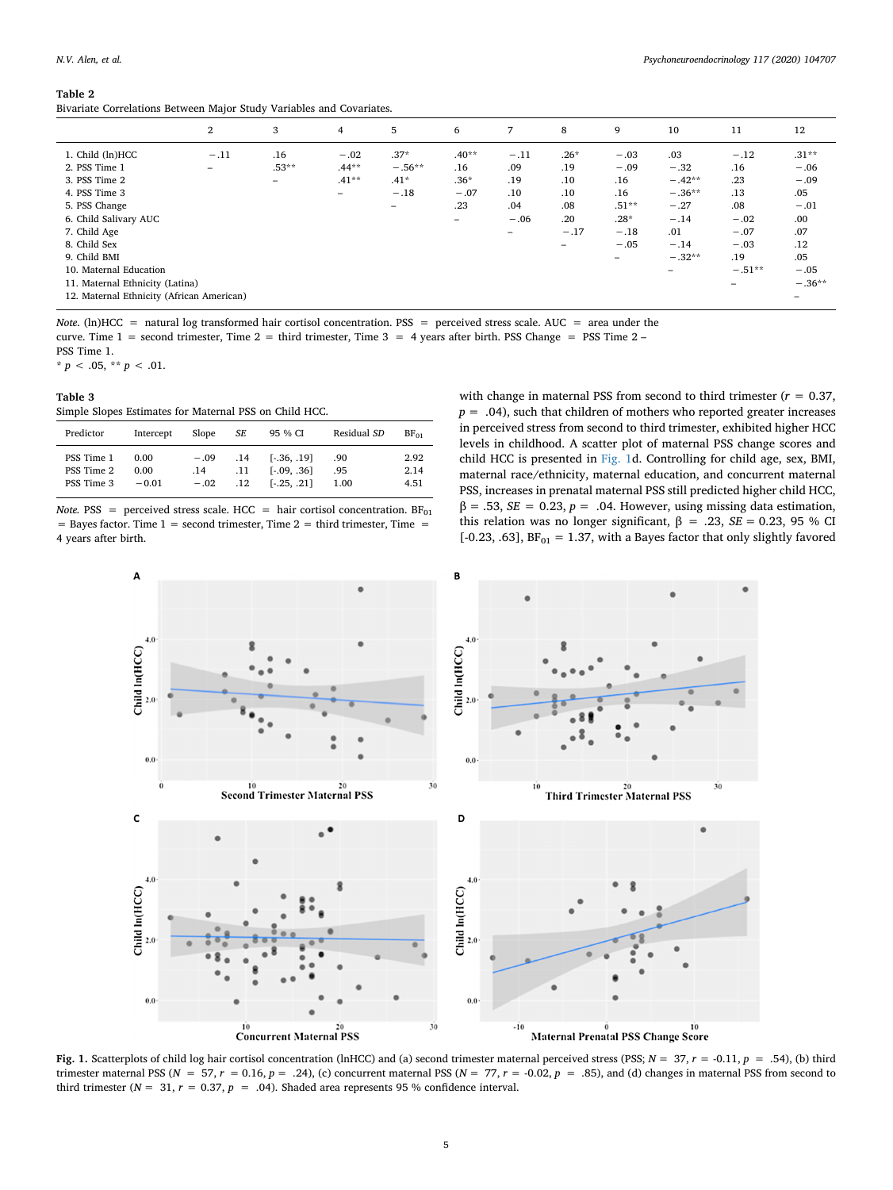**Table 2**
Bivariate Correlations Between Major Study Variables and Covariates.

| | 2 | 3 | 4 | 5 | 6 | 7 | 8 | 9 | 10 | 11 | 12 |
|---|---|---|---|---|---|---|---|---|---|---|---|
| 1. Child (ln)HCC | −.11 | .16 | −.02 | .37* | .40** | −.11 | .26* | −.03 | .03 | −.12 | .31** |
| 2. PSS Time 1 | – | .53** | .44** | −.56** | .16 | .09 | .19 | −.09 | −.32 | .16 | −.06 |
| 3. PSS Time 2 | | – | .41** | .41* | .36* | .19 | .10 | .16 | −.42** | .23 | −.09 |
| 4. PSS Time 3 | | | – | −.18 | −.07 | .10 | .10 | .16 | −.36** | .13 | .05 |
| 5. PSS Change | | | | – | .23 | .04 | .08 | .51** | −.27 | .08 | −.01 |
| 6. Child Salivary AUC | | | | | – | −.06 | .20 | .28* | −.14 | −.02 | .00 |
| 7. Child Age | | | | | | – | −.17 | −.18 | .01 | −.07 | .07 |
| 8. Child Sex | | | | | | | – | −.05 | −.14 | −.03 | .12 |
| 9. Child BMI | | | | | | | | – | −.32** | .19 | .05 |
| 10. Maternal Education | | | | | | | | | – | −.51** | −.05 |
| 11. Maternal Ethnicity (Latina) | | | | | | | | | | – | −.36** |
| 12. Maternal Ethnicity (African American) | | | | | | | | | | | – |

*Note.* (ln)HCC = natural log transformed hair cortisol concentration. PSS = perceived stress scale. AUC = area under the curve. Time 1 = second trimester, Time 2 = third trimester, Time 3 = 4 years after birth. PSS Change = PSS Time 2 – PSS Time 1.
* $p < .05$, ** $p < .01$.

**Table 3**
Simple Slopes Estimates for Maternal PSS on Child HCC.

| Predictor | Intercept | Slope | *SE* | 95 % CI | Residual *SD* | $BF_{01}$ |
|---|---|---|---|---|---|---|
| PSS Time 1 | 0.00 | −.09 | .14 | [-.36, .19] | .90 | 2.92 |
| PSS Time 2 | 0.00 | .14 | .11 | [-.09, .36] | .95 | 2.14 |
| PSS Time 3 | −0.01 | −.02 | .12 | [-.25, .21] | 1.00 | 4.51 |

*Note.* PSS = perceived stress scale. HCC = hair cortisol concentration. $BF_{01}$ = Bayes factor. Time 1 = second trimester, Time 2 = third trimester, Time = 4 years after birth.

with change in maternal PSS from second to third trimester ($r$ = 0.37, $p$ = .04), such that children of mothers who reported greater increases in perceived stress from second to third trimester, exhibited higher HCC levels in childhood. A scatter plot of maternal PSS change scores and child HCC is presented in Fig. 1d. Controlling for child age, sex, BMI, maternal race/ethnicity, maternal education, and concurrent maternal PSS, increases in prenatal maternal PSS still predicted higher child HCC, $\beta$ = .53, $SE$ = 0.23, $p$ = .04). However, using missing data estimation, this relation was no longer significant, $\beta$ = .23, $SE$ = 0.23, 95 % CI [-0.23, .63], $BF_{01}$ = 1.37, with a Bayes factor that only slightly favored

**Fig. 1.** Scatterplots of child log hair cortisol concentration (lnHCC) and (a) second trimester maternal perceived stress (PSS; $N$ = 37, $r$ = -0.11, $p$ = .54), (b) third trimester maternal PSS ($N$ = 57, $r$ = 0.16, $p$ = .24), (c) concurrent maternal PSS ($N$ = 77, $r$ = -0.02, $p$ = .85), and (d) changes in maternal PSS from second to third trimester ($N$ = 31, $r$ = 0.37, $p$ = .04). Shaded area represents 95 % confidence interval.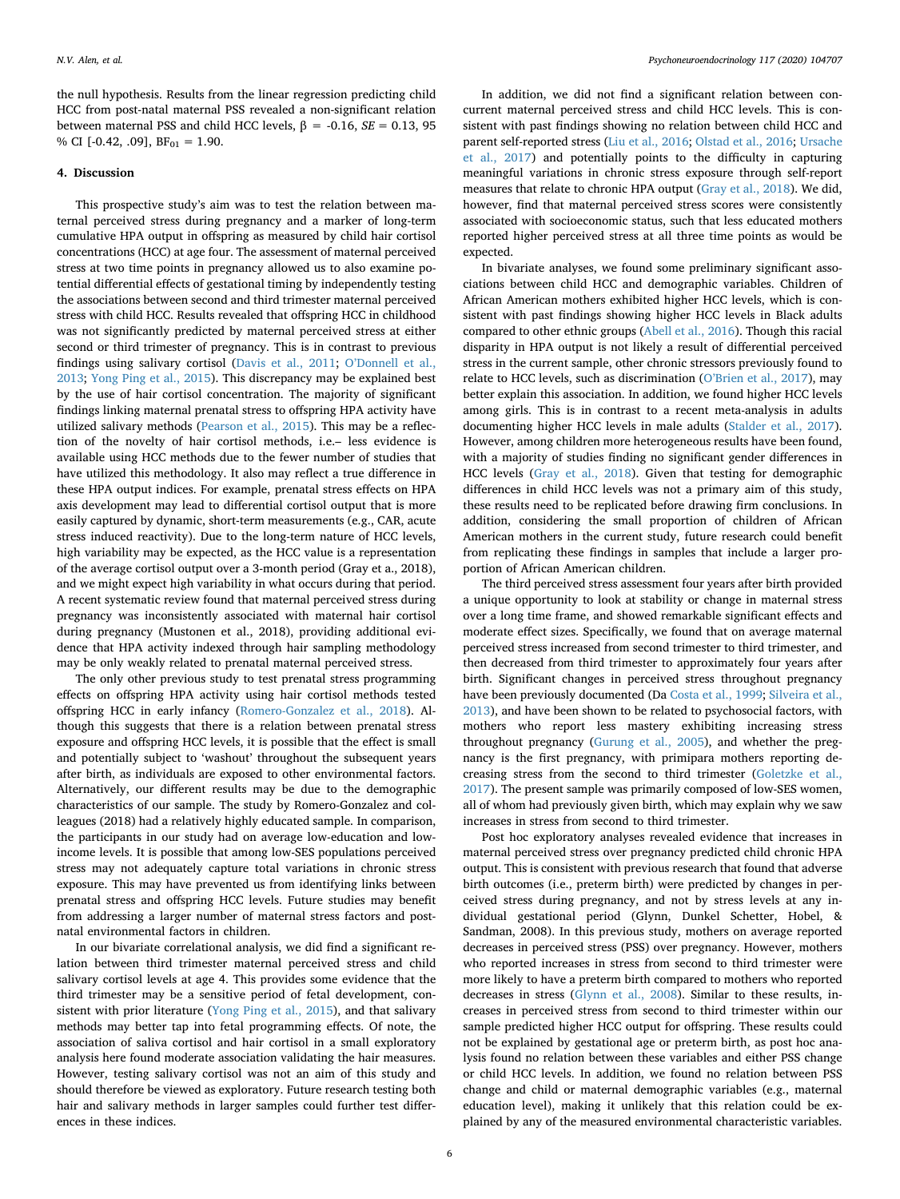the null hypothesis. Results from the linear regression predicting child HCC from post-natal maternal PSS revealed a non-significant relation between maternal PSS and child HCC levels, $\beta = -0.16$, $SE = 0.13$, 95 % CI [-0.42, .09], $BF_{01} = 1.90$.

## 4. Discussion

This prospective study's aim was to test the relation between maternal perceived stress during pregnancy and a marker of long-term cumulative HPA output in offspring as measured by child hair cortisol concentrations (HCC) at age four. The assessment of maternal perceived stress at two time points in pregnancy allowed us to also examine potential differential effects of gestational timing by independently testing the associations between second and third trimester maternal perceived stress with child HCC. Results revealed that offspring HCC in childhood was not significantly predicted by maternal perceived stress at either second or third trimester of pregnancy. This is in contrast to previous findings using salivary cortisol (Davis et al., 2011; O'Donnell et al., 2013; Yong Ping et al., 2015). This discrepancy may be explained best by the use of hair cortisol concentration. The majority of significant findings linking maternal prenatal stress to offspring HPA activity have utilized salivary methods (Pearson et al., 2015). This may be a reflection of the novelty of hair cortisol methods, i.e.– less evidence is available using HCC methods due to the fewer number of studies that have utilized this methodology. It also may reflect a true difference in these HPA output indices. For example, prenatal stress effects on HPA axis development may lead to differential cortisol output that is more easily captured by dynamic, short-term measurements (e.g., CAR, acute stress induced reactivity). Due to the long-term nature of HCC levels, high variability may be expected, as the HCC value is a representation of the average cortisol output over a 3-month period (Gray et a., 2018), and we might expect high variability in what occurs during that period. A recent systematic review found that maternal perceived stress during pregnancy was inconsistently associated with maternal hair cortisol during pregnancy (Mustonen et al., 2018), providing additional evidence that HPA activity indexed through hair sampling methodology may be only weakly related to prenatal maternal perceived stress.

The only other previous study to test prenatal stress programming effects on offspring HPA activity using hair cortisol methods tested offspring HCC in early infancy (Romero-Gonzalez et al., 2018). Although this suggests that there is a relation between prenatal stress exposure and offspring HCC levels, it is possible that the effect is small and potentially subject to 'washout' throughout the subsequent years after birth, as individuals are exposed to other environmental factors. Alternatively, our different results may be due to the demographic characteristics of our sample. The study by Romero-Gonzalez and colleagues (2018) had a relatively highly educated sample. In comparison, the participants in our study had on average low-education and low-income levels. It is possible that among low-SES populations perceived stress may not adequately capture total variations in chronic stress exposure. This may have prevented us from identifying links between prenatal stress and offspring HCC levels. Future studies may benefit from addressing a larger number of maternal stress factors and postnatal environmental factors in children.

In our bivariate correlational analysis, we did find a significant relation between third trimester maternal perceived stress and child salivary cortisol levels at age 4. This provides some evidence that the third trimester may be a sensitive period of fetal development, consistent with prior literature (Yong Ping et al., 2015), and that salivary methods may better tap into fetal programming effects. Of note, the association of saliva cortisol and hair cortisol in a small exploratory analysis here found moderate association validating the hair measures. However, testing salivary cortisol was not an aim of this study and should therefore be viewed as exploratory. Future research testing both hair and salivary methods in larger samples could further test differences in these indices.

In addition, we did not find a significant relation between concurrent maternal perceived stress and child HCC levels. This is consistent with past findings showing no relation between child HCC and parent self-reported stress (Liu et al., 2016; Olstad et al., 2016; Ursache et al., 2017) and potentially points to the difficulty in capturing meaningful variations in chronic stress exposure through self-report measures that relate to chronic HPA output (Gray et al., 2018). We did, however, find that maternal perceived stress scores were consistently associated with socioeconomic status, such that less educated mothers reported higher perceived stress at all three time points as would be expected.

In bivariate analyses, we found some preliminary significant associations between child HCC and demographic variables. Children of African American mothers exhibited higher HCC levels, which is consistent with past findings showing higher HCC levels in Black adults compared to other ethnic groups (Abell et al., 2016). Though this racial disparity in HPA output is not likely a result of differential perceived stress in the current sample, other chronic stressors previously found to relate to HCC levels, such as discrimination (O'Brien et al., 2017), may better explain this association. In addition, we found higher HCC levels among girls. This is in contrast to a recent meta-analysis in adults documenting higher HCC levels in male adults (Stalder et al., 2017). However, among children more heterogeneous results have been found, with a majority of studies finding no significant gender differences in HCC levels (Gray et al., 2018). Given that testing for demographic differences in child HCC levels was not a primary aim of this study, these results need to be replicated before drawing firm conclusions. In addition, considering the small proportion of children of African American mothers in the current study, future research could benefit from replicating these findings in samples that include a larger proportion of African American children.

The third perceived stress assessment four years after birth provided a unique opportunity to look at stability or change in maternal stress over a long time frame, and showed remarkable significant effects and moderate effect sizes. Specifically, we found that on average maternal perceived stress increased from second trimester to third trimester, and then decreased from third trimester to approximately four years after birth. Significant changes in perceived stress throughout pregnancy have been previously documented (Da Costa et al., 1999; Silveira et al., 2013), and have been shown to be related to psychosocial factors, with mothers who report less mastery exhibiting increasing stress throughout pregnancy (Gurung et al., 2005), and whether the pregnancy is the first pregnancy, with primipara mothers reporting decreasing stress from the second to third trimester (Goletzke et al., 2017). The present sample was primarily composed of low-SES women, all of whom had previously given birth, which may explain why we saw increases in stress from second to third trimester.

Post hoc exploratory analyses revealed evidence that increases in maternal perceived stress over pregnancy predicted child chronic HPA output. This is consistent with previous research that found that adverse birth outcomes (i.e., preterm birth) were predicted by changes in perceived stress during pregnancy, and not by stress levels at any individual gestational period (Glynn, Dunkel Schetter, Hobel, & Sandman, 2008). In this previous study, mothers on average reported decreases in perceived stress (PSS) over pregnancy. However, mothers who reported increases in stress from second to third trimester were more likely to have a preterm birth compared to mothers who reported decreases in stress (Glynn et al., 2008). Similar to these results, increases in perceived stress from second to third trimester within our sample predicted higher HCC output for offspring. These results could not be explained by gestational age or preterm birth, as post hoc analysis found no relation between these variables and either PSS change or child HCC levels. In addition, we found no relation between PSS change and child or maternal demographic variables (e.g., maternal education level), making it unlikely that this relation could be explained by any of the measured environmental characteristic variables.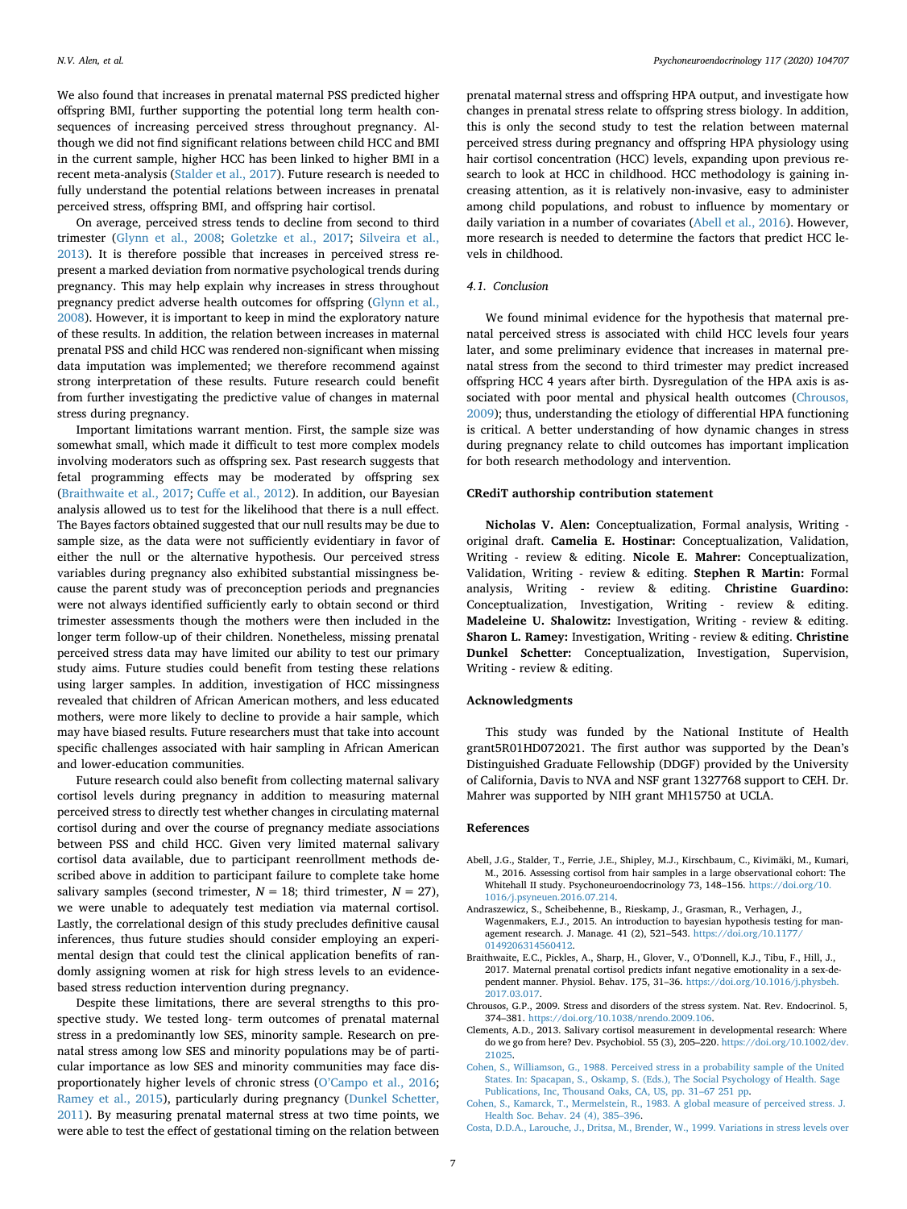We also found that increases in prenatal maternal PSS predicted higher offspring BMI, further supporting the potential long term health consequences of increasing perceived stress throughout pregnancy. Although we did not find significant relations between child HCC and BMI in the current sample, higher HCC has been linked to higher BMI in a recent meta-analysis (Stalder et al., 2017). Future research is needed to fully understand the potential relations between increases in prenatal perceived stress, offspring BMI, and offspring hair cortisol.

On average, perceived stress tends to decline from second to third trimester (Glynn et al., 2008; Goletzke et al., 2017; Silveira et al., 2013). It is therefore possible that increases in perceived stress represent a marked deviation from normative psychological trends during pregnancy. This may help explain why increases in stress throughout pregnancy predict adverse health outcomes for offspring (Glynn et al., 2008). However, it is important to keep in mind the exploratory nature of these results. In addition, the relation between increases in maternal prenatal PSS and child HCC was rendered non-significant when missing data imputation was implemented; we therefore recommend against strong interpretation of these results. Future research could benefit from further investigating the predictive value of changes in maternal stress during pregnancy.

Important limitations warrant mention. First, the sample size was somewhat small, which made it difficult to test more complex models involving moderators such as offspring sex. Past research suggests that fetal programming effects may be moderated by offspring sex (Braithwaite et al., 2017; Cuffe et al., 2012). In addition, our Bayesian analysis allowed us to test for the likelihood that there is a null effect. The Bayes factors obtained suggested that our null results may be due to sample size, as the data were not sufficiently evidentiary in favor of either the null or the alternative hypothesis. Our perceived stress variables during pregnancy also exhibited substantial missingness because the parent study was of preconception periods and pregnancies were not always identified sufficiently early to obtain second or third trimester assessments though the mothers were then included in the longer term follow-up of their children. Nonetheless, missing prenatal perceived stress data may have limited our ability to test our primary study aims. Future studies could benefit from testing these relations using larger samples. In addition, investigation of HCC missingness revealed that children of African American mothers, and less educated mothers, were more likely to decline to provide a hair sample, which may have biased results. Future researchers must that take into account specific challenges associated with hair sampling in African American and lower-education communities.

Future research could also benefit from collecting maternal salivary cortisol levels during pregnancy in addition to measuring maternal perceived stress to directly test whether changes in circulating maternal cortisol during and over the course of pregnancy mediate associations between PSS and child HCC. Given very limited maternal salivary cortisol data available, due to participant reenrollment methods described above in addition to participant failure to complete take home salivary samples (second trimester, $N = 18$; third trimester, $N = 27$), we were unable to adequately test mediation via maternal cortisol. Lastly, the correlational design of this study precludes definitive causal inferences, thus future studies should consider employing an experimental design that could test the clinical application benefits of randomly assigning women at risk for high stress levels to an evidence-based stress reduction intervention during pregnancy.

Despite these limitations, there are several strengths to this prospective study. We tested long- term outcomes of prenatal maternal stress in a predominantly low SES, minority sample. Research on prenatal stress among low SES and minority populations may be of particular importance as low SES and minority communities may face disproportionately higher levels of chronic stress (O'Campo et al., 2016; Ramey et al., 2015), particularly during pregnancy (Dunkel Schetter, 2011). By measuring prenatal maternal stress at two time points, we were able to test the effect of gestational timing on the relation between prenatal maternal stress and offspring HPA output, and investigate how changes in prenatal stress relate to offspring stress biology. In addition, this is only the second study to test the relation between maternal perceived stress during pregnancy and offspring HPA physiology using hair cortisol concentration (HCC) levels, expanding upon previous research to look at HCC in childhood. HCC methodology is gaining increasing attention, as it is relatively non-invasive, easy to administer among child populations, and robust to influence by momentary or daily variation in a number of covariates (Abell et al., 2016). However, more research is needed to determine the factors that predict HCC levels in childhood.

### 4.1. Conclusion

We found minimal evidence for the hypothesis that maternal prenatal perceived stress is associated with child HCC levels four years later, and some preliminary evidence that increases in maternal prenatal stress from the second to third trimester may predict increased offspring HCC 4 years after birth. Dysregulation of the HPA axis is associated with poor mental and physical health outcomes (Chrousos, 2009); thus, understanding the etiology of differential HPA functioning is critical. A better understanding of how dynamic changes in stress during pregnancy relate to child outcomes has important implication for both research methodology and intervention.

## CRediT authorship contribution statement

**Nicholas V. Alen:** Conceptualization, Formal analysis, Writing - original draft. **Camelia E. Hostinar:** Conceptualization, Validation, Writing - review & editing. **Nicole E. Mahrer:** Conceptualization, Validation, Writing - review & editing. **Stephen R Martin:** Formal analysis, Writing - review & editing. **Christine Guardino:** Conceptualization, Investigation, Writing - review & editing. **Madeleine U. Shalowitz:** Investigation, Writing - review & editing. **Sharon L. Ramey:** Investigation, Writing - review & editing. **Christine Dunkel Schetter:** Conceptualization, Investigation, Supervision, Writing - review & editing.

## Acknowledgments

This study was funded by the National Institute of Health grant5R01HD072021. The first author was supported by the Dean's Distinguished Graduate Fellowship (DDGF) provided by the University of California, Davis to NVA and NSF grant 1327768 support to CEH. Dr. Mahrer was supported by NIH grant MH15750 at UCLA.

## References

Abell, J.G., Stalder, T., Ferrie, J.E., Shipley, M.J., Kirschbaum, C., Kivimäki, M., Kumari, M., 2016. Assessing cortisol from hair samples in a large observational cohort: The Whitehall II study. Psychoneuroendocrinology 73, 148–156. https://doi.org/10.1016/j.psyneuen.2016.07.214.

Andraszewicz, S., Scheibehenne, B., Rieskamp, J., Grasman, R., Verhagen, J., Wagenmakers, E.J., 2015. An introduction to bayesian hypothesis testing for management research. J. Manage. 41 (2), 521–543. https://doi.org/10.1177/0149206314560412.

Braithwaite, E.C., Pickles, A., Sharp, H., Glover, V., O'Donnell, K.J., Tibu, F., Hill, J., 2017. Maternal prenatal cortisol predicts infant negative emotionality in a sex-dependent manner. Physiol. Behav. 175, 31–36. https://doi.org/10.1016/j.physbeh.2017.03.017.

Chrousos, G.P., 2009. Stress and disorders of the stress system. Nat. Rev. Endocrinol. 5, 374–381. https://doi.org/10.1038/nrendo.2009.106.

Clements, A.D., 2013. Salivary cortisol measurement in developmental research: Where do we go from here? Dev. Psychobiol. 55 (3), 205–220. https://doi.org/10.1002/dev.21025.

Cohen, S., Williamson, G., 1988. Perceived stress in a probability sample of the United States. In: Spacapan, S., Oskamp, S. (Eds.), The Social Psychology of Health. Sage Publications, Inc, Thousand Oaks, CA, US, pp. 31–67 251 pp.

Cohen, S., Kamarck, T., Mermelstein, R., 1983. A global measure of perceived stress. J. Health Soc. Behav. 24 (4), 385–396.

Costa, D.D.A., Larouche, J., Dritsa, M., Brender, W., 1999. Variations in stress levels over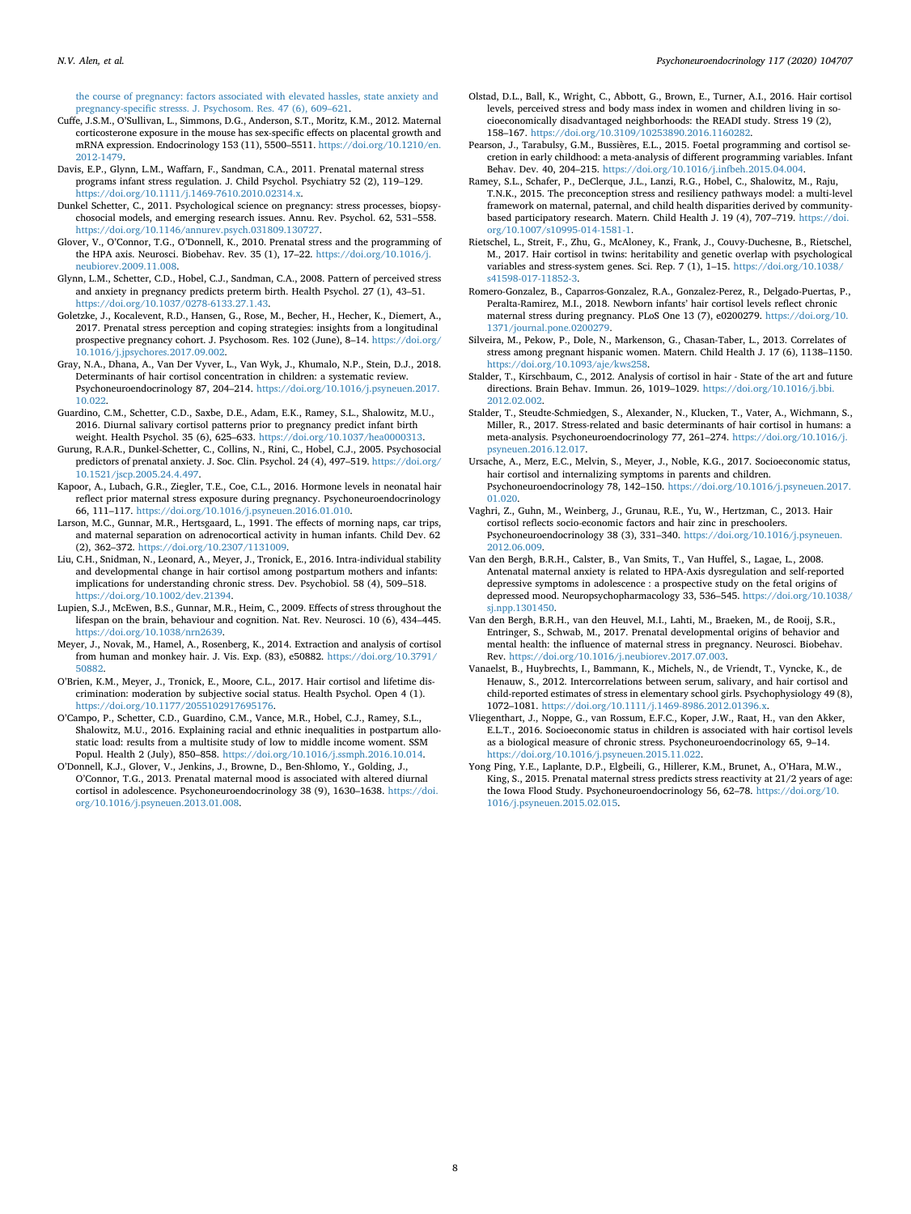the course of pregnancy: factors associated with elevated hassles, state anxiety and pregnancy-specific stresss. J. Psychosom. Res. 47 (6), 609–621.

Cuffe, J.S.M., O'Sullivan, L., Simmons, D.G., Anderson, S.T., Moritz, K.M., 2012. Maternal corticosterone exposure in the mouse has sex-specific effects on placental growth and mRNA expression. Endocrinology 153 (11), 5500–5511. https://doi.org/10.1210/en.2012-1479.

Davis, E.P., Glynn, L.M., Waffarn, F., Sandman, C.A., 2011. Prenatal maternal stress programs infant stress regulation. J. Child Psychol. Psychiatry 52 (2), 119–129. https://doi.org/10.1111/j.1469-7610.2010.02314.x.

Dunkel Schetter, C., 2011. Psychological science on pregnancy: stress processes, biopsychosocial models, and emerging research issues. Annu. Rev. Psychol. 62, 531–558. https://doi.org/10.1146/annurev.psych.031809.130727.

Glover, V., O'Connor, T.G., O'Donnell, K., 2010. Prenatal stress and the programming of the HPA axis. Neurosci. Biobehav. Rev. 35 (1), 17–22. https://doi.org/10.1016/j.neubiorev.2009.11.008.

Glynn, L.M., Schetter, C.D., Hobel, C.J., Sandman, C.A., 2008. Pattern of perceived stress and anxiety in pregnancy predicts preterm birth. Health Psychol. 27 (1), 43–51. https://doi.org/10.1037/0278-6133.27.1.43.

Goletzke, J., Kocalevent, R.D., Hansen, G., Rose, M., Becher, H., Hecher, K., Diemert, A., 2017. Prenatal stress perception and coping strategies: insights from a longitudinal prospective pregnancy cohort. J. Psychosom. Res. 102 (June), 8–14. https://doi.org/10.1016/j.jpsychores.2017.09.002.

Gray, N.A., Dhana, A., Van Der Vyver, L., Van Wyk, J., Khumalo, N.P., Stein, D.J., 2018. Determinants of hair cortisol concentration in children: a systematic review. Psychoneuroendocrinology 87, 204–214. https://doi.org/10.1016/j.psyneuen.2017.10.022.

Guardino, C.M., Schetter, C.D., Saxbe, D.E., Adam, E.K., Ramey, S.L., Shalowitz, M.U., 2016. Diurnal salivary cortisol patterns prior to pregnancy predict infant birth weight. Health Psychol. 35 (6), 625–633. https://doi.org/10.1037/hea0000313.

Gurung, R.A.R., Dunkel-Schetter, C., Collins, N., Rini, C., Hobel, C.J., 2005. Psychosocial predictors of prenatal anxiety. J. Soc. Clin. Psychol. 24 (4), 497–519. https://doi.org/10.1521/jscp.2005.24.4.497.

Kapoor, A., Lubach, G.R., Ziegler, T.E., Coe, C.L., 2016. Hormone levels in neonatal hair reflect prior maternal stress exposure during pregnancy. Psychoneuroendocrinology 66, 111–117. https://doi.org/10.1016/j.psyneuen.2016.01.010.

Larson, M.C., Gunnar, M.R., Hertsgaard, L., 1991. The effects of morning naps, car trips, and maternal separation on adrenocortical activity in human infants. Child Dev. 62 (2), 362–372. https://doi.org/10.2307/1131009.

Liu, C.H., Snidman, N., Leonard, A., Meyer, J., Tronick, E., 2016. Intra-individual stability and developmental change in hair cortisol among postpartum mothers and infants: implications for understanding chronic stress. Dev. Psychobiol. 58 (4), 509–518. https://doi.org/10.1002/dev.21394.

Lupien, S.J., McEwen, B.S., Gunnar, M.R., Heim, C., 2009. Effects of stress throughout the lifespan on the brain, behaviour and cognition. Nat. Rev. Neurosci. 10 (6), 434–445. https://doi.org/10.1038/nrn2639.

Meyer, J., Novak, M., Hamel, A., Rosenberg, K., 2014. Extraction and analysis of cortisol from human and monkey hair. J. Vis. Exp. (83), e50882. https://doi.org/10.3791/50882.

O'Brien, K.M., Meyer, J., Tronick, E., Moore, C.L., 2017. Hair cortisol and lifetime discrimination: moderation by subjective social status. Health Psychol. Open 4 (1). https://doi.org/10.1177/2055102917695176.

O'Campo, P., Schetter, C.D., Guardino, C.M., Vance, M.R., Hobel, C.J., Ramey, S.L., Shalowitz, M.U., 2016. Explaining racial and ethnic inequalities in postpartum allostatic load: results from a multisite study of low to middle income woment. SSM Popul. Health 2 (July), 850–858. https://doi.org/10.1016/j.ssmph.2016.10.014.

O'Donnell, K.J., Glover, V., Jenkins, J., Browne, D., Ben-Shlomo, Y., Golding, J., O'Connor, T.G., 2013. Prenatal maternal mood is associated with altered diurnal cortisol in adolescence. Psychoneuroendocrinology 38 (9), 1630–1638. https://doi.org/10.1016/j.psyneuen.2013.01.008.

Olstad, D.L., Ball, K., Wright, C., Abbott, G., Brown, E., Turner, A.I., 2016. Hair cortisol levels, perceived stress and body mass index in women and children living in socioeconomically disadvantaged neighborhoods: the READI study. Stress 19 (2), 158–167. https://doi.org/10.3109/10253890.2016.1160282.

Pearson, J., Tarabulsy, G.M., Bussières, E.L., 2015. Foetal programming and cortisol secretion in early childhood: a meta-analysis of different programming variables. Infant Behav. Dev. 40, 204–215. https://doi.org/10.1016/j.infbeh.2015.04.004.

Ramey, S.L., Schafer, P., DeClerque, J.L., Lanzi, R.G., Hobel, C., Shalowitz, M., Raju, T.N.K., 2015. The preconception stress and resiliency pathways model: a multi-level framework on maternal, paternal, and child health disparities derived by community-based participatory research. Matern. Child Health J. 19 (4), 707–719. https://doi.org/10.1007/s10995-014-1581-1.

Rietschel, L., Streit, F., Zhu, G., McAloney, K., Frank, J., Couvy-Duchesne, B., Rietschel, M., 2017. Hair cortisol in twins: heritability and genetic overlap with psychological variables and stress-system genes. Sci. Rep. 7 (1), 1–15. https://doi.org/10.1038/s41598-017-11852-3.

Romero-Gonzalez, B., Caparros-Gonzalez, R.A., Gonzalez-Perez, R., Delgado-Puertas, P., Peralta-Ramirez, M.I., 2018. Newborn infants' hair cortisol levels reflect chronic maternal stress during pregnancy. PLoS One 13 (7), e0200279. https://doi.org/10.1371/journal.pone.0200279.

Silveira, M., Pekow, P., Dole, N., Markenson, G., Chasan-Taber, L., 2013. Correlates of stress among pregnant hispanic women. Matern. Child Health J. 17 (6), 1138–1150. https://doi.org/10.1093/aje/kws258.

Stalder, T., Kirschbaum, C., 2012. Analysis of cortisol in hair - State of the art and future directions. Brain Behav. Immun. 26, 1019–1029. https://doi.org/10.1016/j.bbi.2012.02.002.

Stalder, T., Steudte-Schmiedgen, S., Alexander, N., Klucken, T., Vater, A., Wichmann, S., Miller, R., 2017. Stress-related and basic determinants of hair cortisol in humans: a meta-analysis. Psychoneuroendocrinology 77, 261–274. https://doi.org/10.1016/j.psyneuen.2016.12.017.

Ursache, A., Merz, E.C., Melvin, S., Meyer, J., Noble, K.G., 2017. Socioeconomic status, hair cortisol and internalizing symptoms in parents and children. Psychoneuroendocrinology 78, 142–150. https://doi.org/10.1016/j.psyneuen.2017.01.020.

Vaghri, Z., Guhn, M., Weinberg, J., Grunau, R.E., Yu, W., Hertzman, C., 2013. Hair cortisol reflects socio-economic factors and hair zinc in preschoolers. Psychoneuroendocrinology 38 (3), 331–340. https://doi.org/10.1016/j.psyneuen.2012.06.009.

Van den Bergh, B.R.H., Calster, B., Van Smits, T., Van Huffel, S., Lagae, L., 2008. Antenatal maternal anxiety is related to HPA-Axis dysregulation and self-reported depressive symptoms in adolescence : a prospective study on the fetal origins of depressed mood. Neuropsychopharmacology 33, 536–545. https://doi.org/10.1038/sj.npp.1301450.

Van den Bergh, B.R.H., van den Heuvel, M.I., Lahti, M., Braeken, M., de Rooij, S.R., Entringer, S., Schwab, M., 2017. Prenatal developmental origins of behavior and mental health: the influence of maternal stress in pregnancy. Neurosci. Biobehav. Rev. https://doi.org/10.1016/j.neubiorev.2017.07.003.

Vanaelst, B., Huybrechts, I., Bammann, K., Michels, N., de Vriendt, T., Vyncke, K., de Henauw, S., 2012. Intercorrelations between serum, salivary, and hair cortisol and child-reported estimates of stress in elementary school girls. Psychophysiology 49 (8), 1072–1081. https://doi.org/10.1111/j.1469-8986.2012.01396.x.

Vliegenthart, J., Noppe, G., van Rossum, E.F.C., Koper, J.W., Raat, H., van den Akker, E.L.T., 2016. Socioeconomic status in children is associated with hair cortisol levels as a biological measure of chronic stress. Psychoneuroendocrinology 65, 9–14. https://doi.org/10.1016/j.psyneuen.2015.11.022.

Yong Ping, Y.E., Laplante, D.P., Elgbeili, G., Hillerer, K.M., Brunet, A., O'Hara, M.W., King, S., 2015. Prenatal maternal stress predicts stress reactivity at 21/2 years of age: the Iowa Flood Study. Psychoneuroendocrinology 56, 62–78. https://doi.org/10.1016/j.psyneuen.2015.02.015.